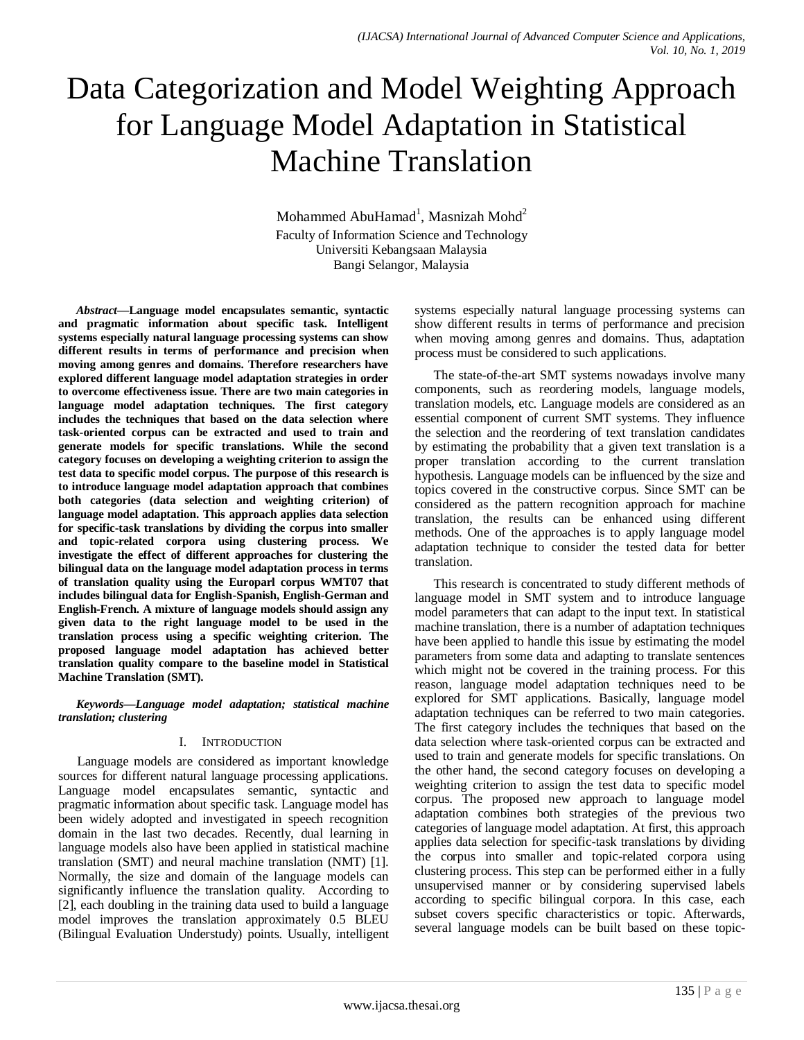# Data Categorization and Model Weighting Approach for Language Model Adaptation in Statistical Machine Translation

Mohammed AbuHamad[1], Masnizah Mohd[2]

Faculty of Information Science and Technology
Universiti Kebangsaan Malaysia
Bangi Selangor, Malaysia

***Abstract*—Language model encapsulates semantic, syntactic and pragmatic information about specific task. Intelligent systems especially natural language processing systems can show different results in terms of performance and precision when moving among genres and domains. Therefore researchers have explored different language model adaptation strategies in order to overcome effectiveness issue. There are two main categories in language model adaptation techniques. The first category includes the techniques that based on the data selection where task-oriented corpus can be extracted and used to train and generate models for specific translations. While the second category focuses on developing a weighting criterion to assign the test data to specific model corpus. The purpose of this research is to introduce language model adaptation approach that combines both categories (data selection and weighting criterion) of language model adaptation. This approach applies data selection for specific-task translations by dividing the corpus into smaller and topic-related corpora using clustering process. We investigate the effect of different approaches for clustering the bilingual data on the language model adaptation process in terms of translation quality using the Europarl corpus WMT07 that includes bilingual data for English-Spanish, English-German and English-French. A mixture of language models should assign any given data to the right language model to be used in the translation process using a specific weighting criterion. The proposed language model adaptation has achieved better translation quality compare to the baseline model in Statistical Machine Translation (SMT).**

***Keywords*—Language model adaptation; statistical machine translation; clustering**

## I. Introduction

Language models are considered as important knowledge sources for different natural language processing applications. Language model encapsulates semantic, syntactic and pragmatic information about specific task. Language model has been widely adopted and investigated in speech recognition domain in the last two decades. Recently, dual learning in language models also have been applied in statistical machine translation (SMT) and neural machine translation (NMT) [1]. Normally, the size and domain of the language models can significantly influence the translation quality. According to [2], each doubling in the training data used to build a language model improves the translation approximately 0.5 BLEU (Bilingual Evaluation Understudy) points. Usually, intelligent systems especially natural language processing systems can show different results in terms of performance and precision when moving among genres and domains. Thus, adaptation process must be considered to such applications.

The state-of-the-art SMT systems nowadays involve many components, such as reordering models, language models, translation models, etc. Language models are considered as an essential component of current SMT systems. They influence the selection and the reordering of text translation candidates by estimating the probability that a given text translation is a proper translation according to the current translation hypothesis. Language models can be influenced by the size and topics covered in the constructive corpus. Since SMT can be considered as the pattern recognition approach for machine translation, the results can be enhanced using different methods. One of the approaches is to apply language model adaptation technique to consider the tested data for better translation.

This research is concentrated to study different methods of language model in SMT system and to introduce language model parameters that can adapt to the input text. In statistical machine translation, there is a number of adaptation techniques have been applied to handle this issue by estimating the model parameters from some data and adapting to translate sentences which might not be covered in the training process. For this reason, language model adaptation techniques need to be explored for SMT applications. Basically, language model adaptation techniques can be referred to two main categories. The first category includes the techniques that based on the data selection where task-oriented corpus can be extracted and used to train and generate models for specific translations. On the other hand, the second category focuses on developing a weighting criterion to assign the test data to specific model corpus. The proposed new approach to language model adaptation combines both strategies of the previous two categories of language model adaptation. At first, this approach applies data selection for specific-task translations by dividing the corpus into smaller and topic-related corpora using clustering process. This step can be performed either in a fully unsupervised manner or by considering supervised labels according to specific bilingual corpora. In this case, each subset covers specific characteristics or topic. Afterwards, several language models can be built based on these topic-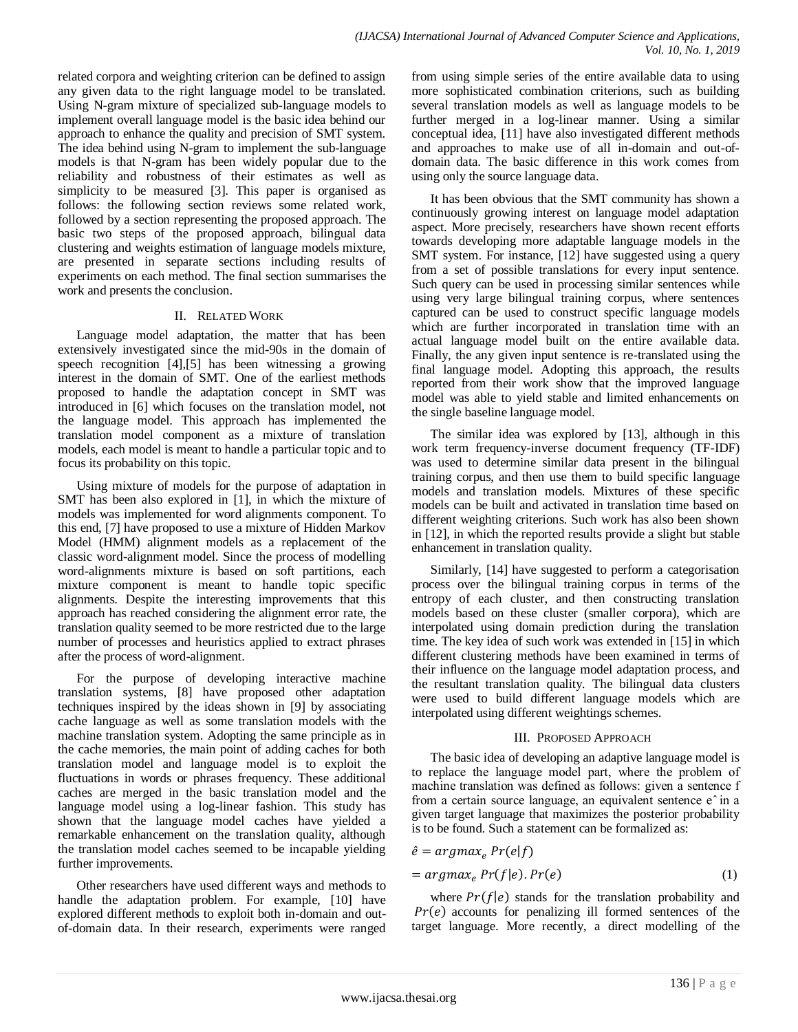related corpora and weighting criterion can be defined to assign any given data to the right language model to be translated. Using N-gram mixture of specialized sub-language models to implement overall language model is the basic idea behind our approach to enhance the quality and precision of SMT system. The idea behind using N-gram to implement the sub-language models is that N-gram has been widely popular due to the reliability and robustness of their estimates as well as simplicity to be measured [3]. This paper is organised as follows: the following section reviews some related work, followed by a section representing the proposed approach. The basic two steps of the proposed approach, bilingual data clustering and weights estimation of language models mixture, are presented in separate sections including results of experiments on each method. The final section summarises the work and presents the conclusion.

## II. Related Work

Language model adaptation, the matter that has been extensively investigated since the mid-90s in the domain of speech recognition [4],[5] has been witnessing a growing interest in the domain of SMT. One of the earliest methods proposed to handle the adaptation concept in SMT was introduced in [6] which focuses on the translation model, not the language model. This approach has implemented the translation model component as a mixture of translation models, each model is meant to handle a particular topic and to focus its probability on this topic.

Using mixture of models for the purpose of adaptation in SMT has been also explored in [1], in which the mixture of models was implemented for word alignments component. To this end, [7] have proposed to use a mixture of Hidden Markov Model (HMM) alignment models as a replacement of the classic word-alignment model. Since the process of modelling word-alignments mixture is based on soft partitions, each mixture component is meant to handle topic specific alignments. Despite the interesting improvements that this approach has reached considering the alignment error rate, the translation quality seemed to be more restricted due to the large number of processes and heuristics applied to extract phrases after the process of word-alignment.

For the purpose of developing interactive machine translation systems, [8] have proposed other adaptation techniques inspired by the ideas shown in [9] by associating cache language as well as some translation models with the machine translation system. Adopting the same principle as in the cache memories, the main point of adding caches for both translation model and language model is to exploit the fluctuations in words or phrases frequency. These additional caches are merged in the basic translation model and the language model using a log-linear fashion. This study has shown that the language model caches have yielded a remarkable enhancement on the translation quality, although the translation model caches seemed to be incapable yielding further improvements.

Other researchers have used different ways and methods to handle the adaptation problem. For example, [10] have explored different methods to exploit both in-domain and out-of-domain data. In their research, experiments were ranged from using simple series of the entire available data to using more sophisticated combination criterions, such as building several translation models as well as language models to be further merged in a log-linear manner. Using a similar conceptual idea, [11] have also investigated different methods and approaches to make use of all in-domain and out-of-domain data. The basic difference in this work comes from using only the source language data.

It has been obvious that the SMT community has shown a continuously growing interest on language model adaptation aspect. More precisely, researchers have shown recent efforts towards developing more adaptable language models in the SMT system. For instance, [12] have suggested using a query from a set of possible translations for every input sentence. Such query can be used in processing similar sentences while using very large bilingual training corpus, where sentences captured can be used to construct specific language models which are further incorporated in translation time with an actual language model built on the entire available data. Finally, the any given input sentence is re-translated using the final language model. Adopting this approach, the results reported from their work show that the improved language model was able to yield stable and limited enhancements on the single baseline language model.

The similar idea was explored by [13], although in this work term frequency-inverse document frequency (TF-IDF) was used to determine similar data present in the bilingual training corpus, and then use them to build specific language models and translation models. Mixtures of these specific models can be built and activated in translation time based on different weighting criterions. Such work has also been shown in [12], in which the reported results provide a slight but stable enhancement in translation quality.

Similarly, [14] have suggested to perform a categorisation process over the bilingual training corpus in terms of the entropy of each cluster, and then constructing translation models based on these cluster (smaller corpora), which are interpolated using domain prediction during the translation time. The key idea of such work was extended in [15] in which different clustering methods have been examined in terms of their influence on the language model adaptation process, and the resultant translation quality. The bilingual data clusters were used to build different language models which are interpolated using different weightings schemes.

## III. Proposed Approach

The basic idea of developing an adaptive language model is to replace the language model part, where the problem of machine translation was defined as follows: given a sentence f from a certain source language, an equivalent sentence $\hat{e}$ in a given target language that maximizes the posterior probability is to be found. Such a statement can be formalized as:

$$\hat{e} = argmax_e \, Pr(e|f)$$

$$= argmax_e \, Pr(f|e).\, Pr(e) \tag{1}$$

where $Pr(f|e)$ stands for the translation probability and $Pr(e)$ accounts for penalizing ill formed sentences of the target language. More recently, a direct modelling of the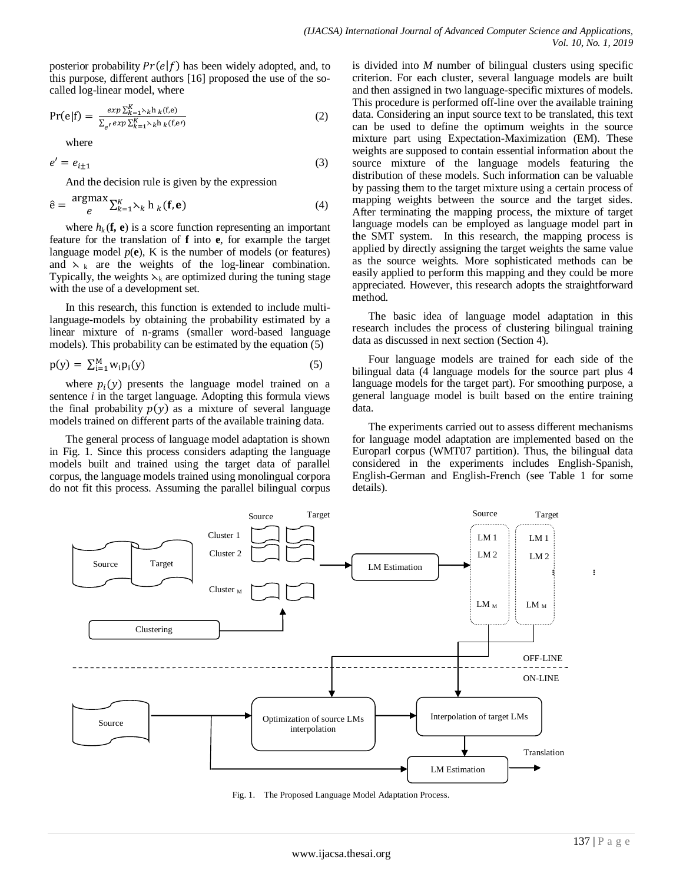posterior probability $Pr(e|f)$ has been widely adopted, and, to this purpose, different authors [16] proposed the use of the so-called log-linear model, where

$$\Pr(e|f) = \frac{exp \sum_{k=1}^{K} \lambda_k h_k(f,e)}{\sum_{e'} exp \sum_{k=1}^{K} \lambda_k h_k(f,e')} \quad (2)$$

where

$$e' = e_{i\pm 1} \quad (3)$$

And the decision rule is given by the expression

$$\hat{e} = \underset{e}{\text{argmax}} \sum_{k=1}^{K} \lambda_k \, h_k(\mathbf{f}, \mathbf{e}) \quad (4)$$

where $h_k(\mathbf{f}, \mathbf{e})$ is a score function representing an important feature for the translation of **f** into **e**, for example the target language model $p(\mathbf{e})$, K is the number of models (or features) and $\lambda_k$ are the weights of the log-linear combination. Typically, the weights $\lambda_k$ are optimized during the tuning stage with the use of a development set.

In this research, this function is extended to include multi-language-models by obtaining the probability estimated by a linear mixture of n-grams (smaller word-based language models). This probability can be estimated by the equation (5)

$$p(y) = \sum_{i=1}^{M} w_i p_i(y) \quad (5)$$

where $p_i(y)$ presents the language model trained on a sentence $i$ in the target language. Adopting this formula views the final probability $p(y)$ as a mixture of several language models trained on different parts of the available training data.

The general process of language model adaptation is shown in Fig. 1. Since this process considers adapting the language models built and trained using the target data of parallel corpus, the language models trained using monolingual corpora do not fit this process. Assuming the parallel bilingual corpus is divided into $M$ number of bilingual clusters using specific criterion. For each cluster, several language models are built and then assigned in two language-specific mixtures of models. This procedure is performed off-line over the available training data. Considering an input source text to be translated, this text can be used to define the optimum weights in the source mixture part using Expectation-Maximization (EM). These weights are supposed to contain essential information about the source mixture of the language models featuring the distribution of these models. Such information can be valuable by passing them to the target mixture using a certain process of mapping weights between the source and the target sides. After terminating the mapping process, the mixture of target language models can be employed as language model part in the SMT system. In this research, the mapping process is applied by directly assigning the target weights the same value as the source weights. More sophisticated methods can be easily applied to perform this mapping and they could be more appreciated. However, this research adopts the straightforward method.

The basic idea of language model adaptation in this research includes the process of clustering bilingual training data as discussed in next section (Section 4).

Four language models are trained for each side of the bilingual data (4 language models for the source part plus 4 language models for the target part). For smoothing purpose, a general language model is built based on the entire training data.

The experiments carried out to assess different mechanisms for language model adaptation are implemented based on the Europarl corpus (WMT07 partition). Thus, the bilingual data considered in the experiments includes English-Spanish, English-German and English-French (see Table 1 for some details).

Fig. 1. The Proposed Language Model Adaptation Process.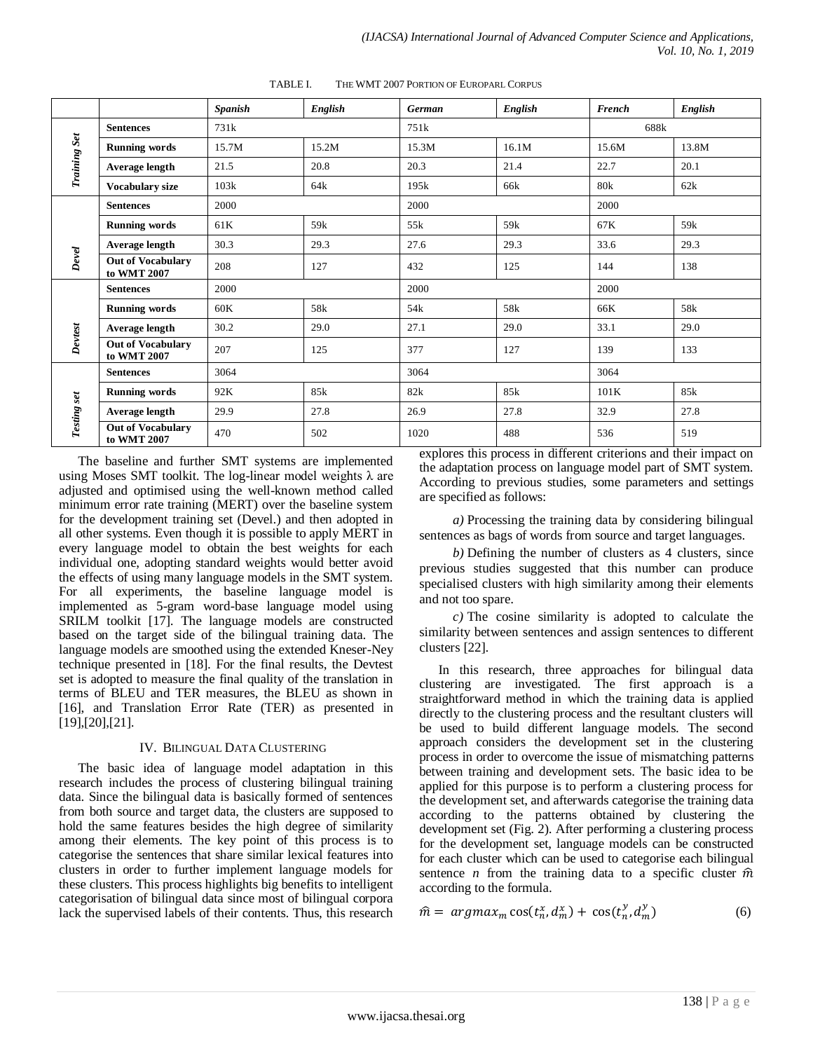TABLE I. THE WMT 2007 PORTION OF EUROPARL CORPUS

| | | *Spanish* | *English* | *German* | *English* | *French* | *English* |
|---|---|---|---|---|---|---|---|
| *Training Set* | **Sentences** | 731k | | 751k | | 688k | |
| | **Running words** | 15.7M | 15.2M | 15.3M | 16.1M | 15.6M | 13.8M |
| | **Average length** | 21.5 | 20.8 | 20.3 | 21.4 | 22.7 | 20.1 |
| | **Vocabulary size** | 103k | 64k | 195k | 66k | 80k | 62k |
| *Devel* | **Sentences** | 2000 | | 2000 | | 2000 | |
| | **Running words** | 61K | 59k | 55k | 59k | 67K | 59k |
| | **Average length** | 30.3 | 29.3 | 27.6 | 29.3 | 33.6 | 29.3 |
| | **Out of Vocabulary to WMT 2007** | 208 | 127 | 432 | 125 | 144 | 138 |
| *Devtest* | **Sentences** | 2000 | | 2000 | | 2000 | |
| | **Running words** | 60K | 58k | 54k | 58k | 66K | 58k |
| | **Average length** | 30.2 | 29.0 | 27.1 | 29.0 | 33.1 | 29.0 |
| | **Out of Vocabulary to WMT 2007** | 207 | 125 | 377 | 127 | 139 | 133 |
| *Testing set* | **Sentences** | 3064 | | 3064 | | 3064 | |
| | **Running words** | 92K | 85k | 82k | 85k | 101K | 85k |
| | **Average length** | 29.9 | 27.8 | 26.9 | 27.8 | 32.9 | 27.8 |
| | **Out of Vocabulary to WMT 2007** | 470 | 502 | 1020 | 488 | 536 | 519 |

The baseline and further SMT systems are implemented using Moses SMT toolkit. The log-linear model weights λ are adjusted and optimised using the well-known method called minimum error rate training (MERT) over the baseline system for the development training set (Devel.) and then adopted in all other systems. Even though it is possible to apply MERT in every language model to obtain the best weights for each individual one, adopting standard weights would better avoid the effects of using many language models in the SMT system. For all experiments, the baseline language model is implemented as 5-gram word-base language model using SRILM toolkit [17]. The language models are constructed based on the target side of the bilingual training data. The language models are smoothed using the extended Kneser-Ney technique presented in [18]. For the final results, the Devtest set is adopted to measure the final quality of the translation in terms of BLEU and TER measures, the BLEU as shown in [16], and Translation Error Rate (TER) as presented in [19],[20],[21].

## IV. Bilingual Data Clustering

The basic idea of language model adaptation in this research includes the process of clustering bilingual training data. Since the bilingual data is basically formed of sentences from both source and target data, the clusters are supposed to hold the same features besides the high degree of similarity among their elements. The key point of this process is to categorise the sentences that share similar lexical features into clusters in order to further implement language models for these clusters. This process highlights big benefits to intelligent categorisation of bilingual data since most of bilingual corpora lack the supervised labels of their contents. Thus, this research explores this process in different criterions and their impact on the adaptation process on language model part of SMT system. According to previous studies, some parameters and settings are specified as follows:

*a)* Processing the training data by considering bilingual sentences as bags of words from source and target languages.

*b)* Defining the number of clusters as 4 clusters, since previous studies suggested that this number can produce specialised clusters with high similarity among their elements and not too spare.

*c)* The cosine similarity is adopted to calculate the similarity between sentences and assign sentences to different clusters [22].

In this research, three approaches for bilingual data clustering are investigated. The first approach is a straightforward method in which the training data is applied directly to the clustering process and the resultant clusters will be used to build different language models. The second approach considers the development set in the clustering process in order to overcome the issue of mismatching patterns between training and development sets. The basic idea to be applied for this purpose is to perform a clustering process for the development set, and afterwards categorise the training data according to the patterns obtained by clustering the development set (Fig. 2). After performing a clustering process for the development set, language models can be constructed for each cluster which can be used to categorise each bilingual sentence $n$ from the training data to a specific cluster $\hat{m}$ according to the formula.

$$\hat{m} = argmax_m \cos(t_n^x, d_m^x) + \cos(t_n^y, d_m^y) \quad (6)$$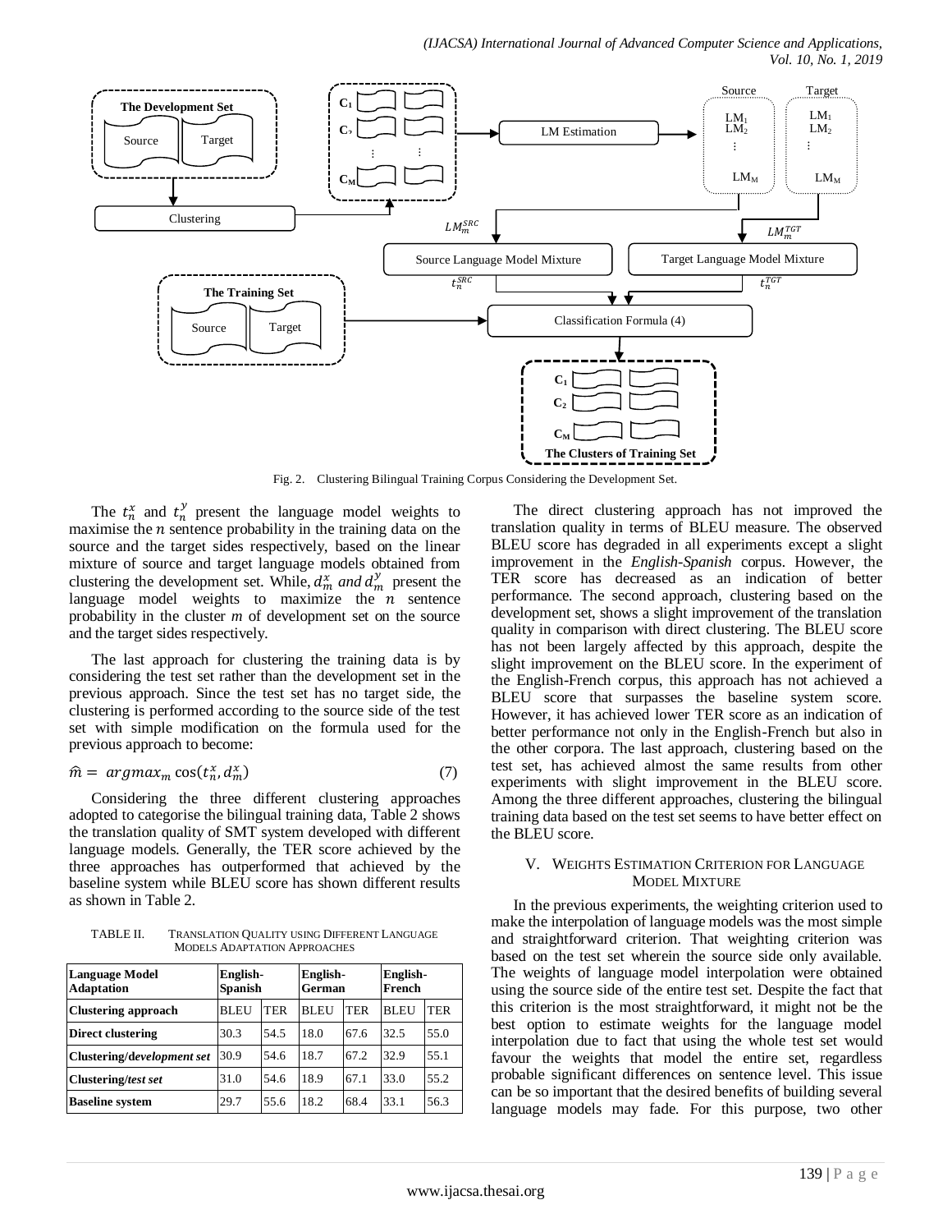Fig. 2. Clustering Bilingual Training Corpus Considering the Development Set.

The $t_n^x$ and $t_n^y$ present the language model weights to maximise the $n$ sentence probability in the training data on the source and the target sides respectively, based on the linear mixture of source and target language models obtained from clustering the development set. While, $d_m^x$ *and* $d_m^y$ present the language model weights to maximize the $n$ sentence probability in the cluster *m* of development set on the source and the target sides respectively.

The last approach for clustering the training data is by considering the test set rather than the development set in the previous approach. Since the test set has no target side, the clustering is performed according to the source side of the test set with simple modification on the formula used for the previous approach to become:

$$\hat{m} = argmax_m \cos(t_n^x, d_m^x) \quad (7)$$

Considering the three different clustering approaches adopted to categorise the bilingual training data, Table 2 shows the translation quality of SMT system developed with different language models. Generally, the TER score achieved by the three approaches has outperformed that achieved by the baseline system while BLEU score has shown different results as shown in Table 2.

TABLE II. TRANSLATION QUALITY USING DIFFERENT LANGUAGE MODELS ADAPTATION APPROACHES

| Language Model Adaptation | English-Spanish | | English-German | | English-French | |
|---|---|---|---|---|---|---|
| **Clustering approach** | BLEU | TER | BLEU | TER | BLEU | TER |
| **Direct clustering** | 30.3 | 54.5 | 18.0 | 67.6 | 32.5 | 55.0 |
| **Clustering/*development set*** | 30.9 | 54.6 | 18.7 | 67.2 | 32.9 | 55.1 |
| **Clustering/*test set*** | 31.0 | 54.6 | 18.9 | 67.1 | 33.0 | 55.2 |
| **Baseline system** | 29.7 | 55.6 | 18.2 | 68.4 | 33.1 | 56.3 |

The direct clustering approach has not improved the translation quality in terms of BLEU measure. The observed BLEU score has degraded in all experiments except a slight improvement in the *English-Spanish* corpus. However, the TER score has decreased as an indication of better performance. The second approach, clustering based on the development set, shows a slight improvement of the translation quality in comparison with direct clustering. The BLEU score has not been largely affected by this approach, despite the slight improvement on the BLEU score. In the experiment of the English-French corpus, this approach has not achieved a BLEU score that surpasses the baseline system score. However, it has achieved lower TER score as an indication of better performance not only in the English-French but also in the other corpora. The last approach, clustering based on the test set, has achieved almost the same results from other experiments with slight improvement in the BLEU score. Among the three different approaches, clustering the bilingual training data based on the test set seems to have better effect on the BLEU score.

## V. WEIGHTS ESTIMATION CRITERION FOR LANGUAGE MODEL MIXTURE

In the previous experiments, the weighting criterion used to make the interpolation of language models was the most simple and straightforward criterion. That weighting criterion was based on the test set wherein the source side only available. The weights of language model interpolation were obtained using the source side of the entire test set. Despite the fact that this criterion is the most straightforward, it might not be the best option to estimate weights for the language model interpolation due to fact that using the whole test set would favour the weights that model the entire set, regardless probable significant differences on sentence level. This issue can be so important that the desired benefits of building several language models may fade. For this purpose, two other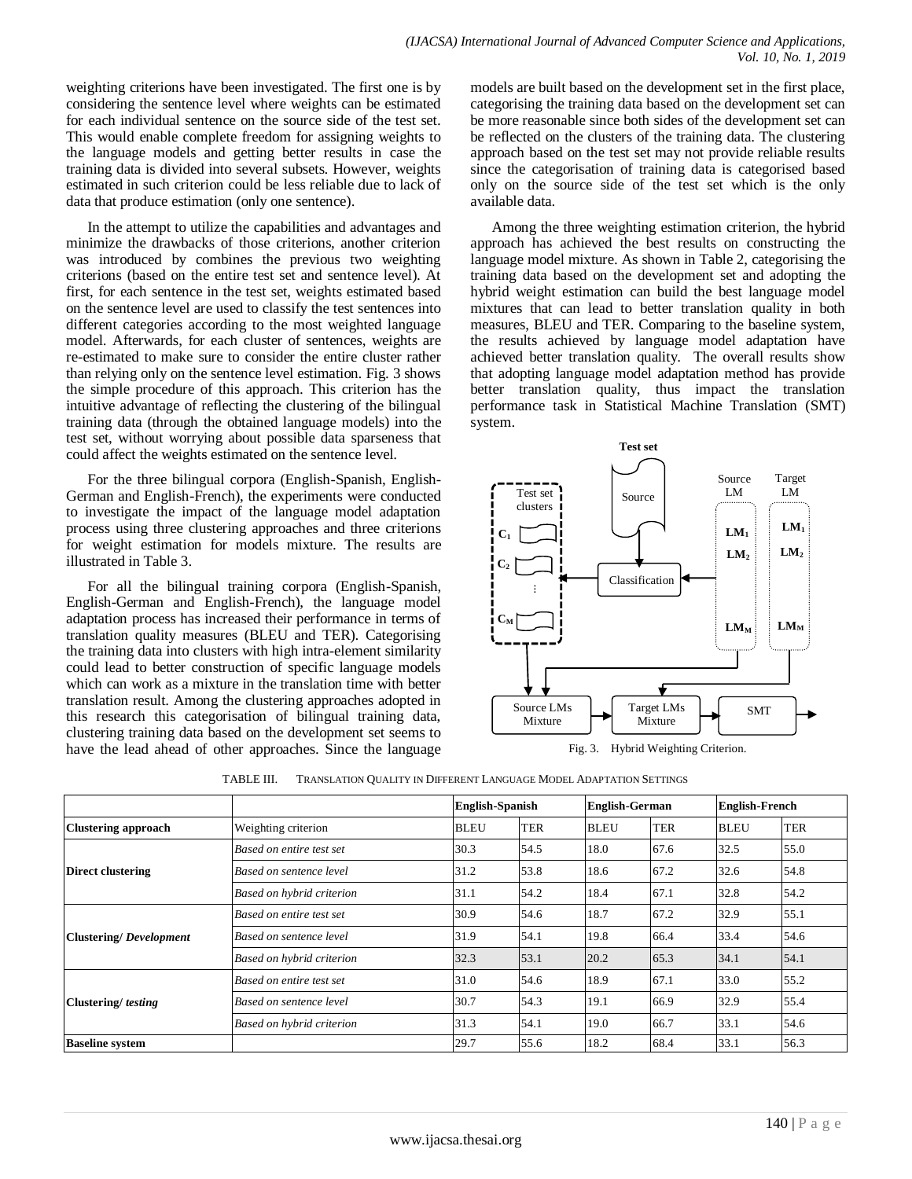weighting criterions have been investigated. The first one is by considering the sentence level where weights can be estimated for each individual sentence on the source side of the test set. This would enable complete freedom for assigning weights to the language models and getting better results in case the training data is divided into several subsets. However, weights estimated in such criterion could be less reliable due to lack of data that produce estimation (only one sentence).

In the attempt to utilize the capabilities and advantages and minimize the drawbacks of those criterions, another criterion was introduced by combines the previous two weighting criterions (based on the entire test set and sentence level). At first, for each sentence in the test set, weights estimated based on the sentence level are used to classify the test sentences into different categories according to the most weighted language model. Afterwards, for each cluster of sentences, weights are re-estimated to make sure to consider the entire cluster rather than relying only on the sentence level estimation. Fig. 3 shows the simple procedure of this approach. This criterion has the intuitive advantage of reflecting the clustering of the bilingual training data (through the obtained language models) into the test set, without worrying about possible data sparseness that could affect the weights estimated on the sentence level.

For the three bilingual corpora (English-Spanish, English-German and English-French), the experiments were conducted to investigate the impact of the language model adaptation process using three clustering approaches and three criterions for weight estimation for models mixture. The results are illustrated in Table 3.

For all the bilingual training corpora (English-Spanish, English-German and English-French), the language model adaptation process has increased their performance in terms of translation quality measures (BLEU and TER). Categorising the training data into clusters with high intra-element similarity could lead to better construction of specific language models which can work as a mixture in the translation time with better translation result. Among the clustering approaches adopted in this research this categorisation of bilingual training data, clustering training data based on the development set seems to have the lead ahead of other approaches. Since the language models are built based on the development set in the first place, categorising the training data based on the development set can be more reasonable since both sides of the development set can be reflected on the clusters of the training data. The clustering approach based on the test set may not provide reliable results since the categorisation of training data is categorised based only on the source side of the test set which is the only available data.

Among the three weighting estimation criterion, the hybrid approach has achieved the best results on constructing the language model mixture. As shown in Table 2, categorising the training data based on the development set and adopting the hybrid weight estimation can build the best language model mixtures that can lead to better translation quality in both measures, BLEU and TER. Comparing to the baseline system, the results achieved by language model adaptation have achieved better translation quality. The overall results show that adopting language model adaptation method has provide better translation quality, thus impact the translation performance task in Statistical Machine Translation (SMT) system.

Fig. 3. Hybrid Weighting Criterion.

TABLE III. TRANSLATION QUALITY IN DIFFERENT LANGUAGE MODEL ADAPTATION SETTINGS

| | | **English-Spanish** | | **English-German** | | **English-French** | |
|---|---|---|---|---|---|---|---|
| **Clustering approach** | Weighting criterion | BLEU | TER | BLEU | TER | BLEU | TER |
| **Direct clustering** | *Based on entire test set* | 30.3 | 54.5 | 18.0 | 67.6 | 32.5 | 55.0 |
| | *Based on sentence level* | 31.2 | 53.8 | 18.6 | 67.2 | 32.6 | 54.8 |
| | *Based on hybrid criterion* | 31.1 | 54.2 | 18.4 | 67.1 | 32.8 | 54.2 |
| **Clustering/ *Development*** | *Based on entire test set* | 30.9 | 54.6 | 18.7 | 67.2 | 32.9 | 55.1 |
| | *Based on sentence level* | 31.9 | 54.1 | 19.8 | 66.4 | 33.4 | 54.6 |
| | *Based on hybrid criterion* | 32.3 | 53.1 | 20.2 | 65.3 | 34.1 | 54.1 |
| **Clustering/ *testing*** | *Based on entire test set* | 31.0 | 54.6 | 18.9 | 67.1 | 33.0 | 55.2 |
| | *Based on sentence level* | 30.7 | 54.3 | 19.1 | 66.9 | 32.9 | 55.4 |
| | *Based on hybrid criterion* | 31.3 | 54.1 | 19.0 | 66.7 | 33.1 | 54.6 |
| **Baseline system** | | 29.7 | 55.6 | 18.2 | 68.4 | 33.1 | 56.3 |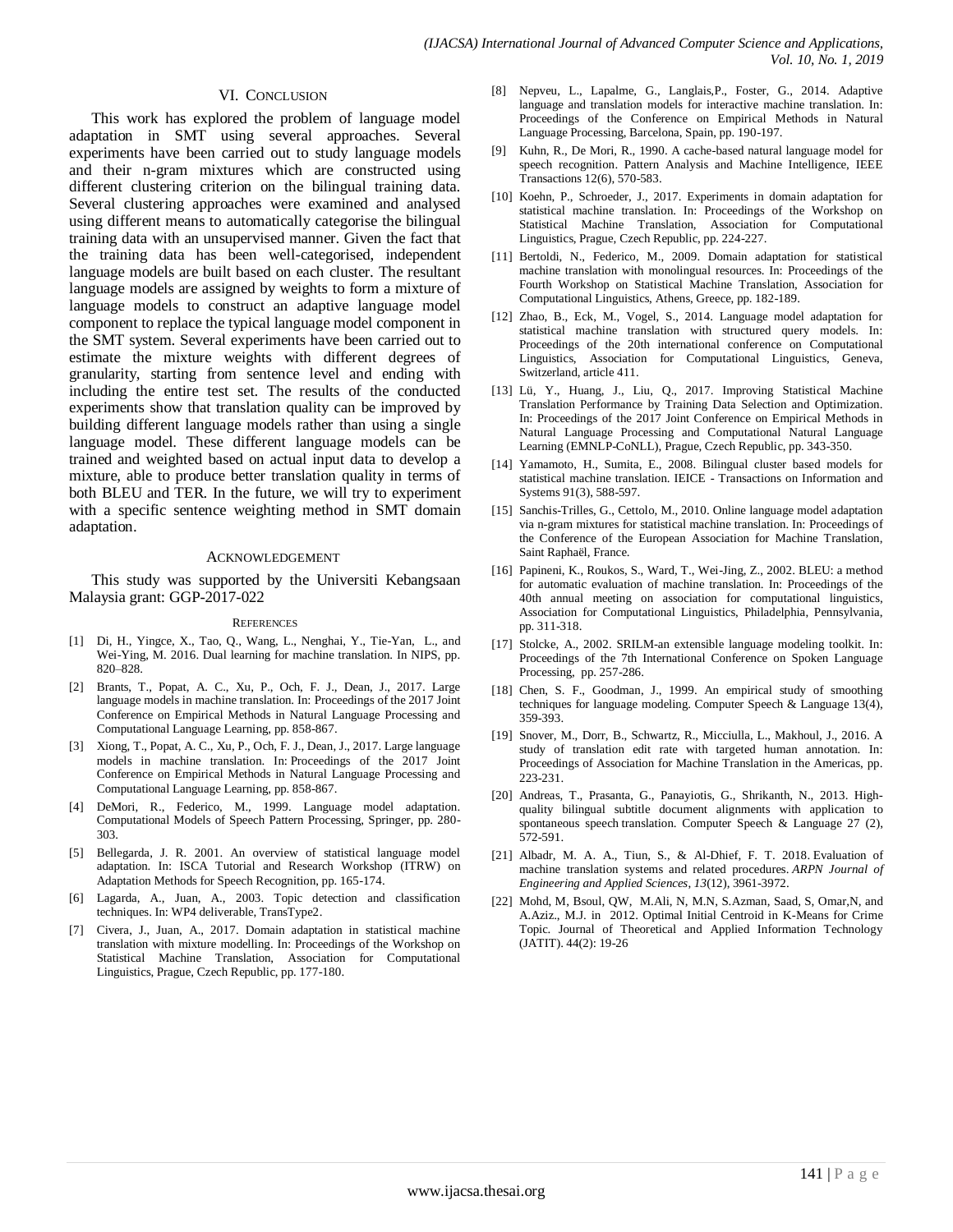## VI. Conclusion

This work has explored the problem of language model adaptation in SMT using several approaches. Several experiments have been carried out to study language models and their n-gram mixtures which are constructed using different clustering criterion on the bilingual training data. Several clustering approaches were examined and analysed using different means to automatically categorise the bilingual training data with an unsupervised manner. Given the fact that the training data has been well-categorised, independent language models are built based on each cluster. The resultant language models are assigned by weights to form a mixture of language models to construct an adaptive language model component to replace the typical language model component in the SMT system. Several experiments have been carried out to estimate the mixture weights with different degrees of granularity, starting from sentence level and ending with including the entire test set. The results of the conducted experiments show that translation quality can be improved by building different language models rather than using a single language model. These different language models can be trained and weighted based on actual input data to develop a mixture, able to produce better translation quality in terms of both BLEU and TER. In the future, we will try to experiment with a specific sentence weighting method in SMT domain adaptation.

## Acknowledgement

This study was supported by the Universiti Kebangsaan Malaysia grant: GGP-2017-022

## References

[1] Di, H., Yingce, X., Tao, Q., Wang, L., Nenghai, Y., Tie-Yan, L., and Wei-Ying, M. 2016. Dual learning for machine translation. In NIPS, pp. 820–828.

[2] Brants, T., Popat, A. C., Xu, P., Och, F. J., Dean, J., 2017. Large language models in machine translation. In: Proceedings of the 2017 Joint Conference on Empirical Methods in Natural Language Processing and Computational Language Learning, pp. 858-867.

[3] Xiong, T., Popat, A. C., Xu, P., Och, F. J., Dean, J., 2017. Large language models in machine translation. In: Proceedings of the 2017 Joint Conference on Empirical Methods in Natural Language Processing and Computational Language Learning, pp. 858-867.

[4] DeMori, R., Federico, M., 1999. Language model adaptation. Computational Models of Speech Pattern Processing, Springer, pp. 280-303.

[5] Bellegarda, J. R. 2001. An overview of statistical language model adaptation. In: ISCA Tutorial and Research Workshop (ITRW) on Adaptation Methods for Speech Recognition, pp. 165-174.

[6] Lagarda, A., Juan, A., 2003. Topic detection and classification techniques. In: WP4 deliverable, TransType2.

[7] Civera, J., Juan, A., 2017. Domain adaptation in statistical machine translation with mixture modelling. In: Proceedings of the Workshop on Statistical Machine Translation, Association for Computational Linguistics, Prague, Czech Republic, pp. 177-180.

[8] Nepveu, L., Lapalme, G., Langlais,P., Foster, G., 2014. Adaptive language and translation models for interactive machine translation. In: Proceedings of the Conference on Empirical Methods in Natural Language Processing, Barcelona, Spain, pp. 190-197.

[9] Kuhn, R., De Mori, R., 1990. A cache-based natural language model for speech recognition. Pattern Analysis and Machine Intelligence, IEEE Transactions 12(6), 570-583.

[10] Koehn, P., Schroeder, J., 2017. Experiments in domain adaptation for statistical machine translation. In: Proceedings of the Workshop on Statistical Machine Translation, Association for Computational Linguistics, Prague, Czech Republic, pp. 224-227.

[11] Bertoldi, N., Federico, M., 2009. Domain adaptation for statistical machine translation with monolingual resources. In: Proceedings of the Fourth Workshop on Statistical Machine Translation, Association for Computational Linguistics, Athens, Greece, pp. 182-189.

[12] Zhao, B., Eck, M., Vogel, S., 2014. Language model adaptation for statistical machine translation with structured query models. In: Proceedings of the 20th international conference on Computational Linguistics, Association for Computational Linguistics, Geneva, Switzerland, article 411.

[13] Lü, Y., Huang, J., Liu, Q., 2017. Improving Statistical Machine Translation Performance by Training Data Selection and Optimization. In: Proceedings of the 2017 Joint Conference on Empirical Methods in Natural Language Processing and Computational Natural Language Learning (EMNLP-CoNLL), Prague, Czech Republic, pp. 343-350.

[14] Yamamoto, H., Sumita, E., 2008. Bilingual cluster based models for statistical machine translation. IEICE - Transactions on Information and Systems 91(3), 588-597.

[15] Sanchis-Trilles, G., Cettolo, M., 2010. Online language model adaptation via n-gram mixtures for statistical machine translation. In: Proceedings of the Conference of the European Association for Machine Translation, Saint Raphaël, France.

[16] Papineni, K., Roukos, S., Ward, T., Wei-Jing, Z., 2002. BLEU: a method for automatic evaluation of machine translation. In: Proceedings of the 40th annual meeting on association for computational linguistics, Association for Computational Linguistics, Philadelphia, Pennsylvania, pp. 311-318.

[17] Stolcke, A., 2002. SRILM-an extensible language modeling toolkit. In: Proceedings of the 7th International Conference on Spoken Language Processing, pp. 257-286.

[18] Chen, S. F., Goodman, J., 1999. An empirical study of smoothing techniques for language modeling. Computer Speech & Language 13(4), 359-393.

[19] Snover, M., Dorr, B., Schwartz, R., Micciulla, L., Makhoul, J., 2016. A study of translation edit rate with targeted human annotation. In: Proceedings of Association for Machine Translation in the Americas, pp. 223-231.

[20] Andreas, T., Prasanta, G., Panayiotis, G., Shrikanth, N., 2013. High-quality bilingual subtitle document alignments with application to spontaneous speech translation. Computer Speech & Language 27 (2), 572-591.

[21] Albadr, M. A. A., Tiun, S., & Al-Dhief, F. T. 2018. Evaluation of machine translation systems and related procedures. *ARPN Journal of Engineering and Applied Sciences*, *13*(12), 3961-3972.

[22] Mohd, M, Bsoul, QW, M.Ali, N, M.N, S.Azman, Saad, S, Omar,N, and A.Aziz., M.J. in 2012. Optimal Initial Centroid in K-Means for Crime Topic. Journal of Theoretical and Applied Information Technology (JATIT). 44(2): 19-26